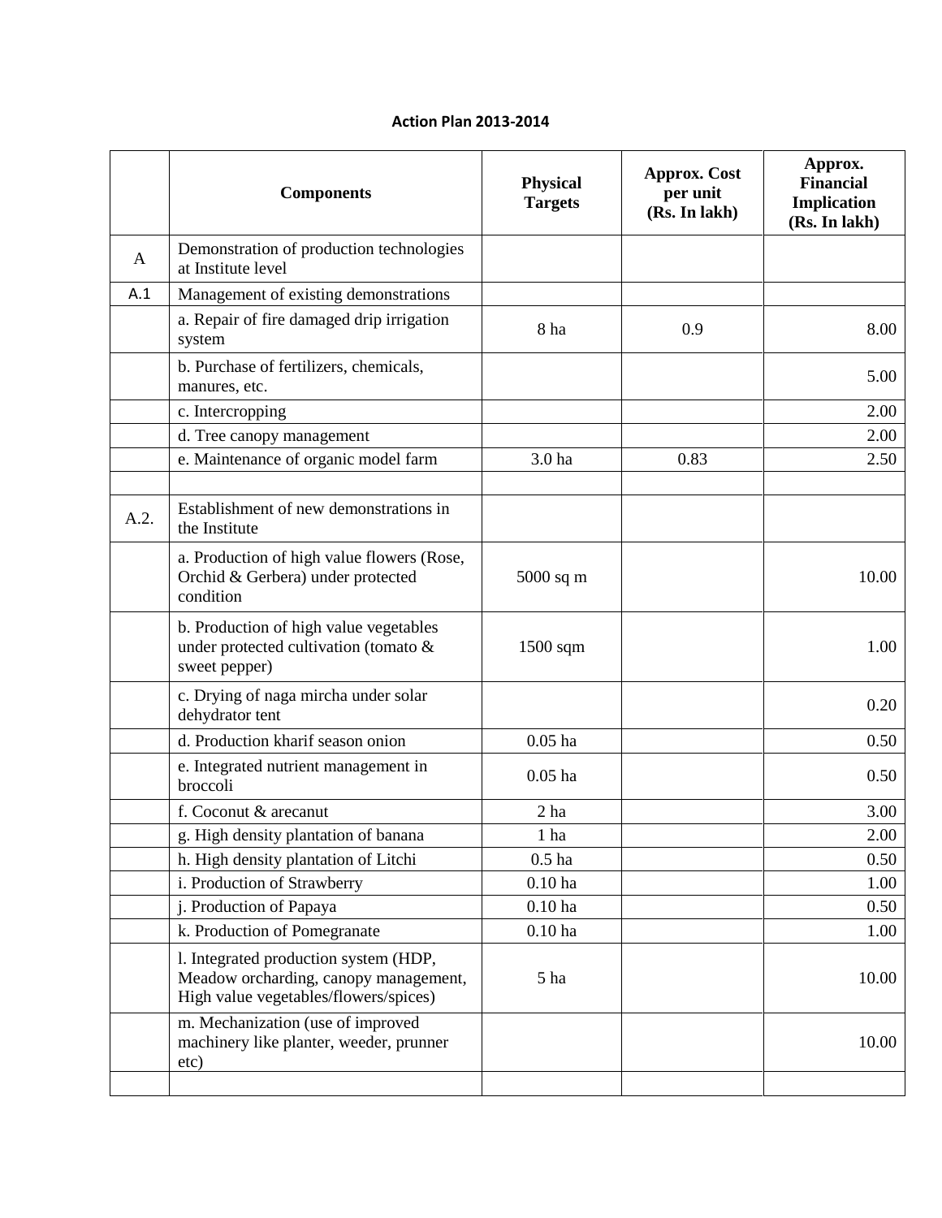**Action Plan 2013-2014**

| | Components | Physical Targets | Approx. Cost per unit (Rs. In lakh) | Approx. Financial Implication (Rs. In lakh) |
|---|---|---|---|---|
| A | Demonstration of production technologies at Institute level | | | |
| A.1 | Management of existing demonstrations | | | |
| | a. Repair of fire damaged drip irrigation system | 8 ha | 0.9 | 8.00 |
| | b. Purchase of fertilizers, chemicals, manures, etc. | | | 5.00 |
| | c. Intercropping | | | 2.00 |
| | d. Tree canopy management | | | 2.00 |
| | e. Maintenance of organic model farm | 3.0 ha | 0.83 | 2.50 |
| | | | | |
| A.2. | Establishment of new demonstrations in the Institute | | | |
| | a. Production of high value flowers (Rose, Orchid & Gerbera) under protected condition | 5000 sq m | | 10.00 |
| | b. Production of high value vegetables under protected cultivation (tomato & sweet pepper) | 1500 sqm | | 1.00 |
| | c. Drying of naga mircha under solar dehydrator tent | | | 0.20 |
| | d. Production kharif season onion | 0.05 ha | | 0.50 |
| | e. Integrated nutrient management in broccoli | 0.05 ha | | 0.50 |
| | f. Coconut & arecanut | 2 ha | | 3.00 |
| | g. High density plantation of banana | 1 ha | | 2.00 |
| | h. High density plantation of Litchi | 0.5 ha | | 0.50 |
| | i. Production of Strawberry | 0.10 ha | | 1.00 |
| | j. Production of Papaya | 0.10 ha | | 0.50 |
| | k. Production of Pomegranate | 0.10 ha | | 1.00 |
| | l. Integrated production system (HDP, Meadow orcharding, canopy management, High value vegetables/flowers/spices) | 5 ha | | 10.00 |
| | m. Mechanization (use of improved machinery like planter, weeder, prunner etc) | | | 10.00 |
| | | | | |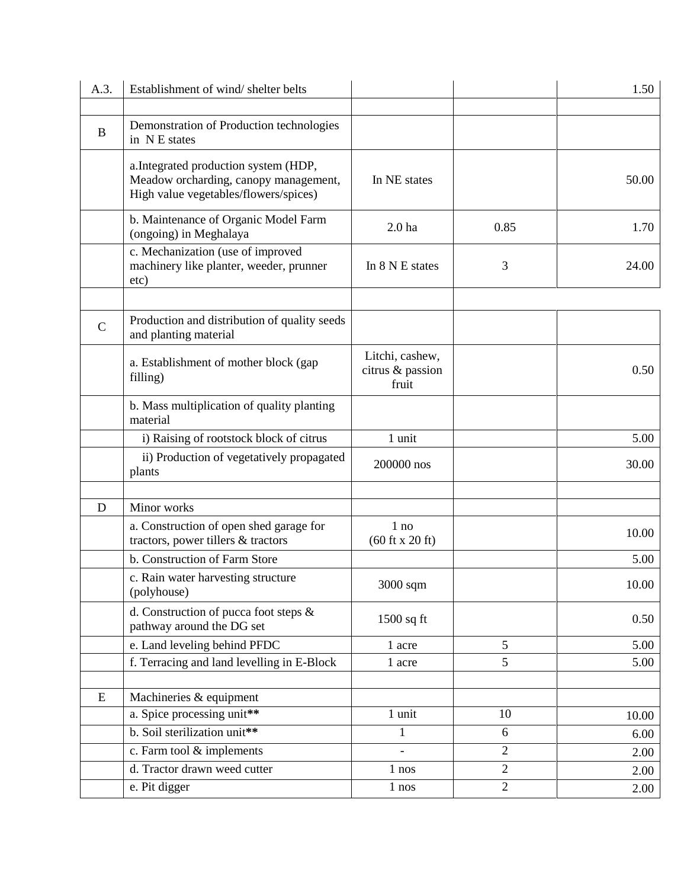| A.3. | Establishment of wind/ shelter belts | | | 1.50 |
|---|---|---|---|---|
| | | | | |
| B | Demonstration of Production technologies in N E states | | | |
| | a.Integrated production system (HDP, Meadow orcharding, canopy management, High value vegetables/flowers/spices) | In NE states | | 50.00 |
| | b. Maintenance of Organic Model Farm (ongoing) in Meghalaya | 2.0 ha | 0.85 | 1.70 |
| | c. Mechanization (use of improved machinery like planter, weeder, prunner etc) | In 8 N E states | 3 | 24.00 |
| | | | | |
| C | Production and distribution of quality seeds and planting material | | | |
| | a. Establishment of mother block (gap filling) | Litchi, cashew, citrus & passion fruit | | 0.50 |
| | b. Mass multiplication of quality planting material | | | |
| | i) Raising of rootstock block of citrus | 1 unit | | 5.00 |
| | ii) Production of vegetatively propagated plants | 200000 nos | | 30.00 |
| | | | | |
| D | Minor works | | | |
| | a. Construction of open shed garage for tractors, power tillers & tractors | 1 no (60 ft x 20 ft) | | 10.00 |
| | b. Construction of Farm Store | | | 5.00 |
| | c. Rain water harvesting structure (polyhouse) | 3000 sqm | | 10.00 |
| | d. Construction of pucca foot steps & pathway around the DG set | 1500 sq ft | | 0.50 |
| | e. Land leveling behind PFDC | 1 acre | 5 | 5.00 |
| | f. Terracing and land levelling in E-Block | 1 acre | 5 | 5.00 |
| | | | | |
| E | Machineries & equipment | | | |
| | a. Spice processing unit** | 1 unit | 10 | 10.00 |
| | b. Soil sterilization unit** | 1 | 6 | 6.00 |
| | c. Farm tool & implements | - | 2 | 2.00 |
| | d. Tractor drawn weed cutter | 1 nos | 2 | 2.00 |
| | e. Pit digger | 1 nos | 2 | 2.00 |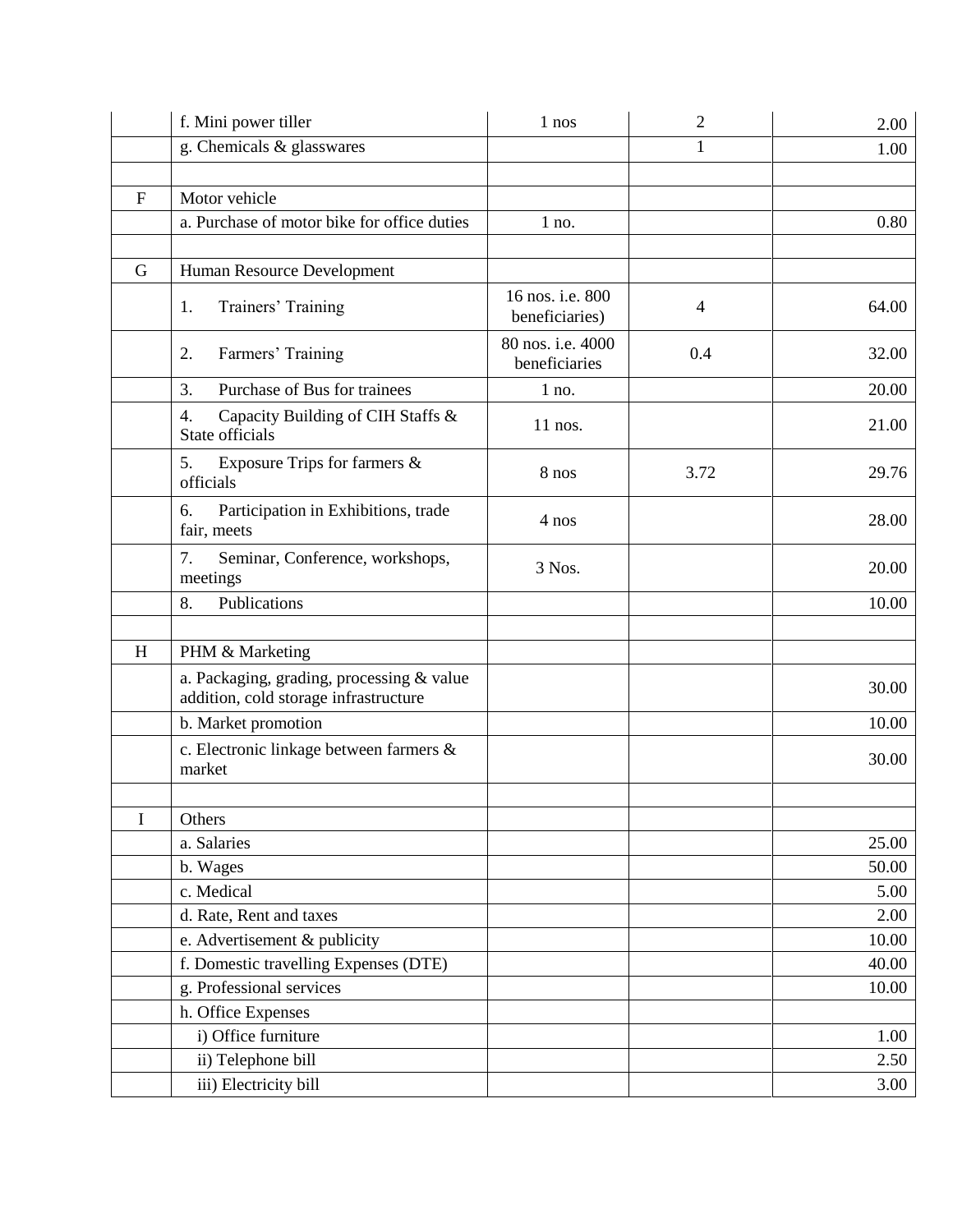| | | | | |
|---|---|---|---|---|
| | f. Mini power tiller | 1 nos | 2 | 2.00 |
| | g. Chemicals & glasswares | | 1 | 1.00 |
| | | | | |
| F | Motor vehicle | | | |
| | a. Purchase of motor bike for office duties | 1 no. | | 0.80 |
| | | | | |
| G | Human Resource Development | | | |
| | 1. Trainers' Training | 16 nos. i.e. 800 beneficiaries) | 4 | 64.00 |
| | 2. Farmers' Training | 80 nos. i.e. 4000 beneficiaries | 0.4 | 32.00 |
| | 3. Purchase of Bus for trainees | 1 no. | | 20.00 |
| | 4. Capacity Building of CIH Staffs & State officials | 11 nos. | | 21.00 |
| | 5. Exposure Trips for farmers & officials | 8 nos | 3.72 | 29.76 |
| | 6. Participation in Exhibitions, trade fair, meets | 4 nos | | 28.00 |
| | 7. Seminar, Conference, workshops, meetings | 3 Nos. | | 20.00 |
| | 8. Publications | | | 10.00 |
| | | | | |
| H | PHM & Marketing | | | |
| | a. Packaging, grading, processing & value addition, cold storage infrastructure | | | 30.00 |
| | b. Market promotion | | | 10.00 |
| | c. Electronic linkage between farmers & market | | | 30.00 |
| | | | | |
| I | Others | | | |
| | a. Salaries | | | 25.00 |
| | b. Wages | | | 50.00 |
| | c. Medical | | | 5.00 |
| | d. Rate, Rent and taxes | | | 2.00 |
| | e. Advertisement & publicity | | | 10.00 |
| | f. Domestic travelling Expenses (DTE) | | | 40.00 |
| | g. Professional services | | | 10.00 |
| | h. Office Expenses | | | |
| | i) Office furniture | | | 1.00 |
| | ii) Telephone bill | | | 2.50 |
| | iii) Electricity bill | | | 3.00 |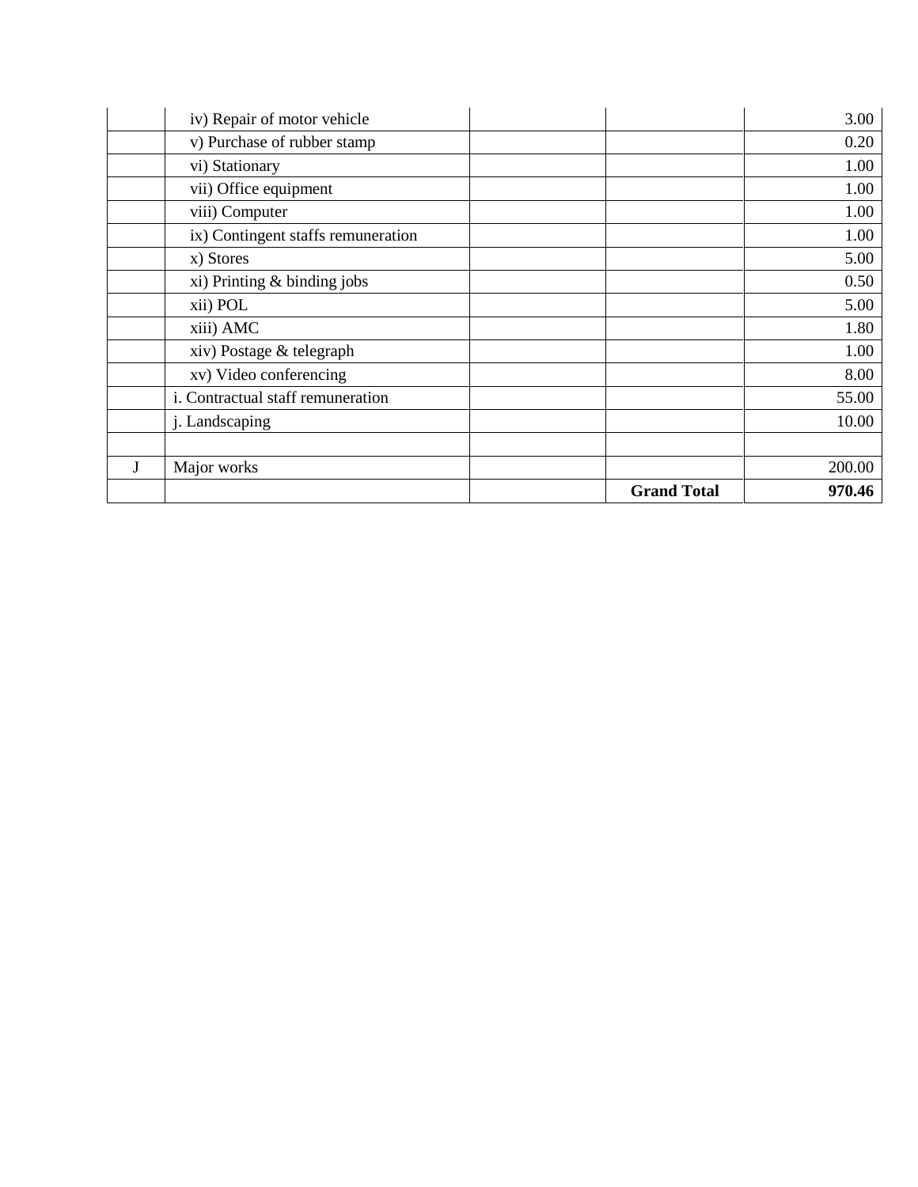| | | | | |
|---|---|---|---|---|
| | iv) Repair of motor vehicle | | | 3.00 |
| | v) Purchase of rubber stamp | | | 0.20 |
| | vi) Stationary | | | 1.00 |
| | vii) Office equipment | | | 1.00 |
| | viii) Computer | | | 1.00 |
| | ix) Contingent staffs remuneration | | | 1.00 |
| | x) Stores | | | 5.00 |
| | xi) Printing & binding jobs | | | 0.50 |
| | xii) POL | | | 5.00 |
| | xiii) AMC | | | 1.80 |
| | xiv) Postage & telegraph | | | 1.00 |
| | xv) Video conferencing | | | 8.00 |
| | i. Contractual staff remuneration | | | 55.00 |
| | j. Landscaping | | | 10.00 |
| | | | | |
| J | Major works | | | 200.00 |
| | | | **Grand Total** | **970.46** |